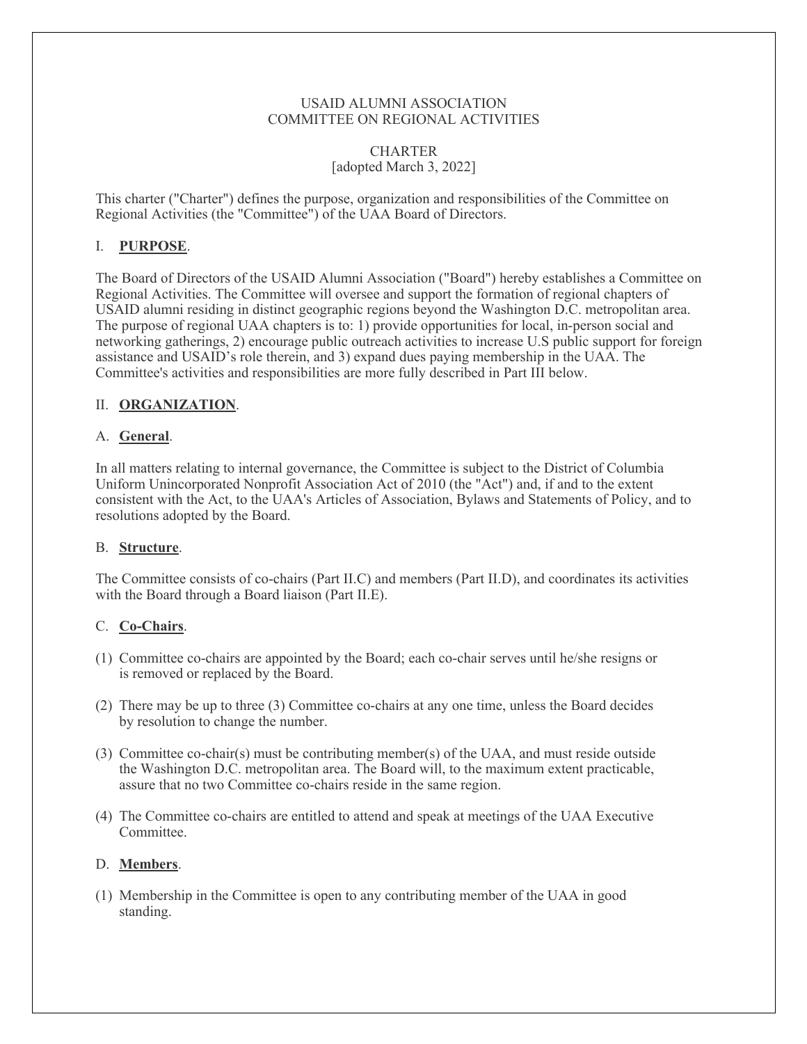USAID ALUMNI ASSOCIATION
COMMITTEE ON REGIONAL ACTIVITIES

CHARTER
[adopted March 3, 2022]

This charter ("Charter") defines the purpose, organization and responsibilities of the Committee on Regional Activities (the "Committee") of the UAA Board of Directors.

## I. **PURPOSE**.

The Board of Directors of the USAID Alumni Association ("Board") hereby establishes a Committee on Regional Activities. The Committee will oversee and support the formation of regional chapters of USAID alumni residing in distinct geographic regions beyond the Washington D.C. metropolitan area. The purpose of regional UAA chapters is to: 1) provide opportunities for local, in-person social and networking gatherings, 2) encourage public outreach activities to increase U.S public support for foreign assistance and USAID's role therein, and 3) expand dues paying membership in the UAA. The Committee's activities and responsibilities are more fully described in Part III below.

## II. **ORGANIZATION**.

### A. **General**.

In all matters relating to internal governance, the Committee is subject to the District of Columbia Uniform Unincorporated Nonprofit Association Act of 2010 (the "Act") and, if and to the extent consistent with the Act, to the UAA's Articles of Association, Bylaws and Statements of Policy, and to resolutions adopted by the Board.

### B. **Structure**.

The Committee consists of co-chairs (Part II.C) and members (Part II.D), and coordinates its activities with the Board through a Board liaison (Part II.E).

### C. **Co-Chairs**.

(1) Committee co-chairs are appointed by the Board; each co-chair serves until he/she resigns or is removed or replaced by the Board.

(2) There may be up to three (3) Committee co-chairs at any one time, unless the Board decides by resolution to change the number.

(3) Committee co-chair(s) must be contributing member(s) of the UAA, and must reside outside the Washington D.C. metropolitan area. The Board will, to the maximum extent practicable, assure that no two Committee co-chairs reside in the same region.

(4) The Committee co-chairs are entitled to attend and speak at meetings of the UAA Executive Committee.

### D. **Members**.

(1) Membership in the Committee is open to any contributing member of the UAA in good standing.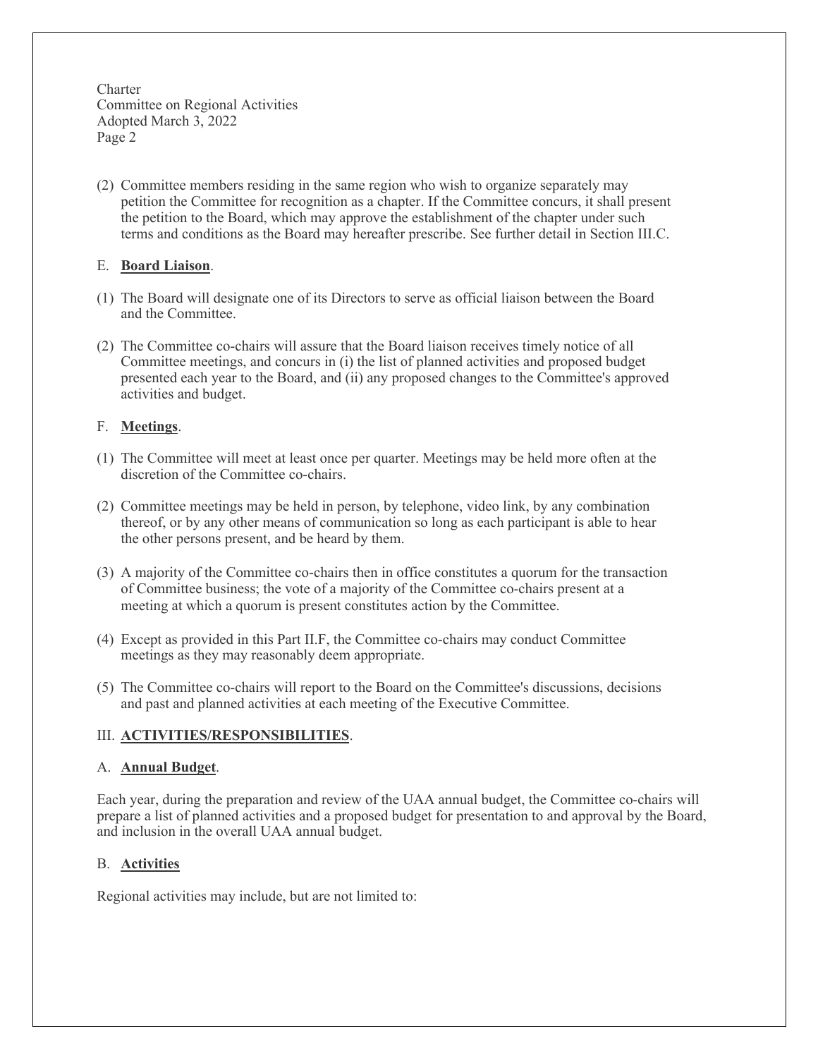(2) Committee members residing in the same region who wish to organize separately may petition the Committee for recognition as a chapter. If the Committee concurs, it shall present the petition to the Board, which may approve the establishment of the chapter under such terms and conditions as the Board may hereafter prescribe. See further detail in Section III.C.

E. **Board Liaison**.

(1) The Board will designate one of its Directors to serve as official liaison between the Board and the Committee.

(2) The Committee co-chairs will assure that the Board liaison receives timely notice of all Committee meetings, and concurs in (i) the list of planned activities and proposed budget presented each year to the Board, and (ii) any proposed changes to the Committee's approved activities and budget.

F. **Meetings**.

(1) The Committee will meet at least once per quarter. Meetings may be held more often at the discretion of the Committee co-chairs.

(2) Committee meetings may be held in person, by telephone, video link, by any combination thereof, or by any other means of communication so long as each participant is able to hear the other persons present, and be heard by them.

(3) A majority of the Committee co-chairs then in office constitutes a quorum for the transaction of Committee business; the vote of a majority of the Committee co-chairs present at a meeting at which a quorum is present constitutes action by the Committee.

(4) Except as provided in this Part II.F, the Committee co-chairs may conduct Committee meetings as they may reasonably deem appropriate.

(5) The Committee co-chairs will report to the Board on the Committee's discussions, decisions and past and planned activities at each meeting of the Executive Committee.

## III. **ACTIVITIES/RESPONSIBILITIES**.

A. **Annual Budget**.

Each year, during the preparation and review of the UAA annual budget, the Committee co-chairs will prepare a list of planned activities and a proposed budget for presentation to and approval by the Board, and inclusion in the overall UAA annual budget.

B. **Activities**

Regional activities may include, but are not limited to: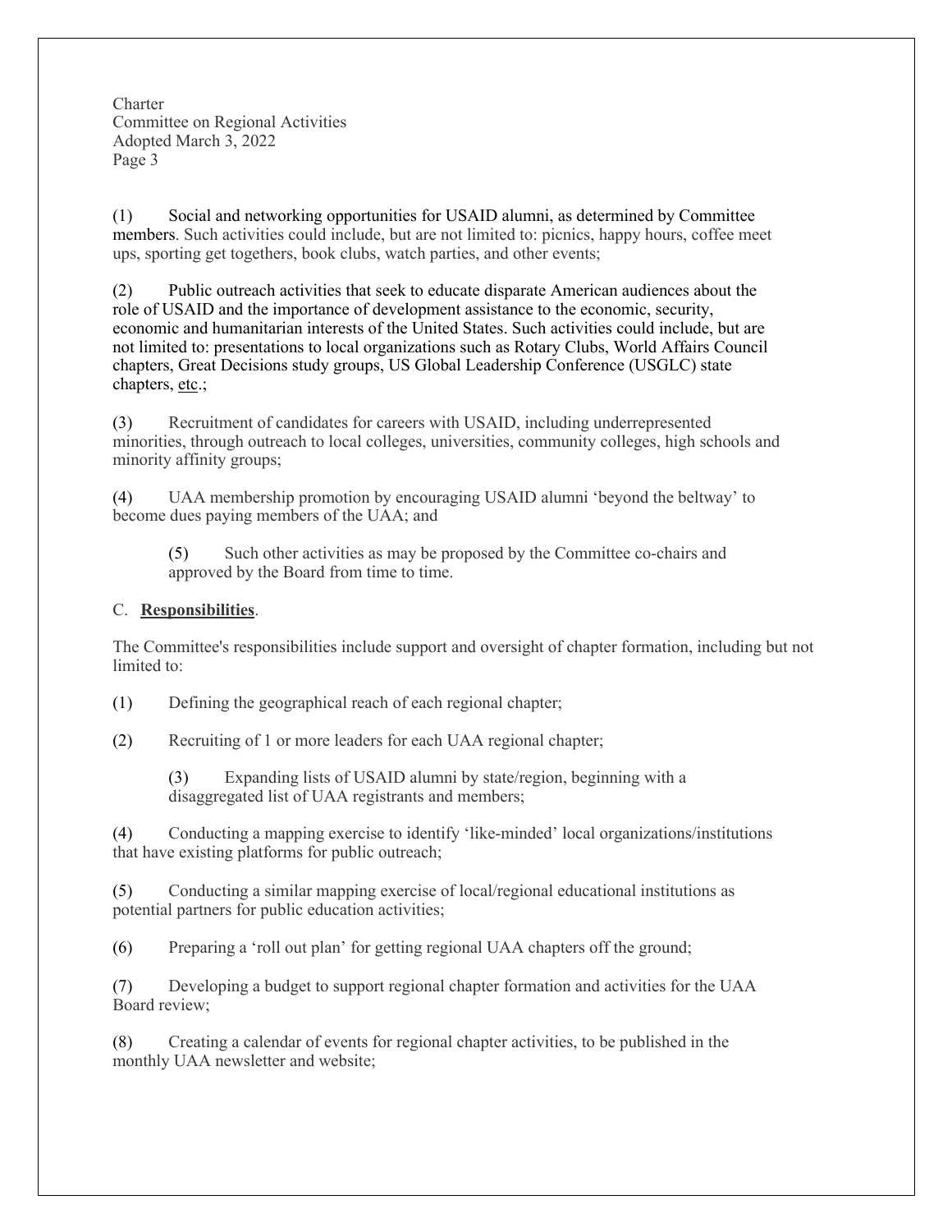(1) Social and networking opportunities for USAID alumni, as determined by Committee members. Such activities could include, but are not limited to: picnics, happy hours, coffee meet ups, sporting get togethers, book clubs, watch parties, and other events;

(2) Public outreach activities that seek to educate disparate American audiences about the role of USAID and the importance of development assistance to the economic, security, economic and humanitarian interests of the United States. Such activities could include, but are not limited to: presentations to local organizations such as Rotary Clubs, World Affairs Council chapters, Great Decisions study groups, US Global Leadership Conference (USGLC) state chapters, etc.;

(3) Recruitment of candidates for careers with USAID, including underrepresented minorities, through outreach to local colleges, universities, community colleges, high schools and minority affinity groups;

(4) UAA membership promotion by encouraging USAID alumni 'beyond the beltway' to become dues paying members of the UAA; and

(5) Such other activities as may be proposed by the Committee co-chairs and approved by the Board from time to time.

C. **Responsibilities**.

The Committee's responsibilities include support and oversight of chapter formation, including but not limited to:

(1) Defining the geographical reach of each regional chapter;

(2) Recruiting of 1 or more leaders for each UAA regional chapter;

(3) Expanding lists of USAID alumni by state/region, beginning with a disaggregated list of UAA registrants and members;

(4) Conducting a mapping exercise to identify 'like-minded' local organizations/institutions that have existing platforms for public outreach;

(5) Conducting a similar mapping exercise of local/regional educational institutions as potential partners for public education activities;

(6) Preparing a 'roll out plan' for getting regional UAA chapters off the ground;

(7) Developing a budget to support regional chapter formation and activities for the UAA Board review;

(8) Creating a calendar of events for regional chapter activities, to be published in the monthly UAA newsletter and website;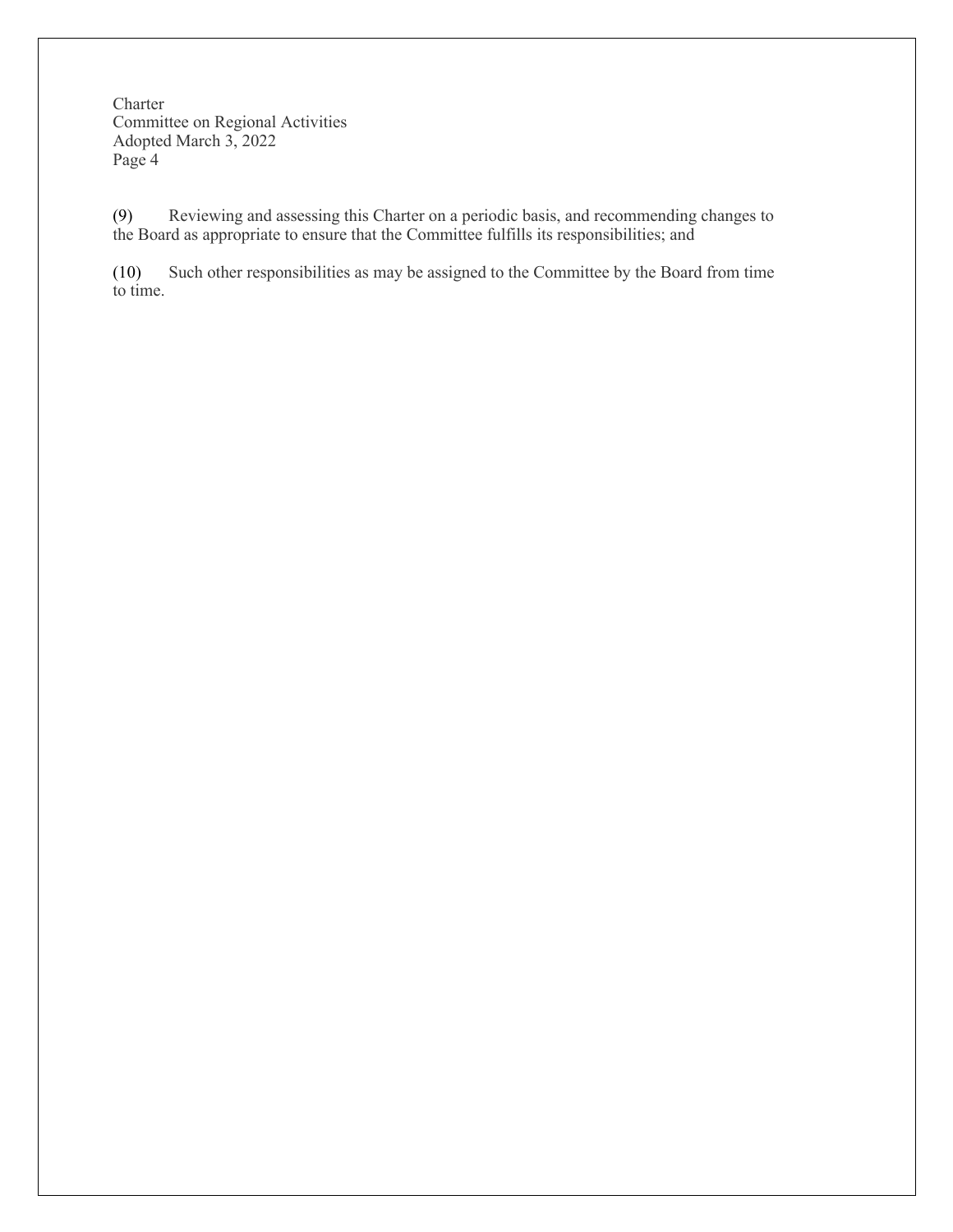(9) Reviewing and assessing this Charter on a periodic basis, and recommending changes to the Board as appropriate to ensure that the Committee fulfills its responsibilities; and

(10) Such other responsibilities as may be assigned to the Committee by the Board from time to time.